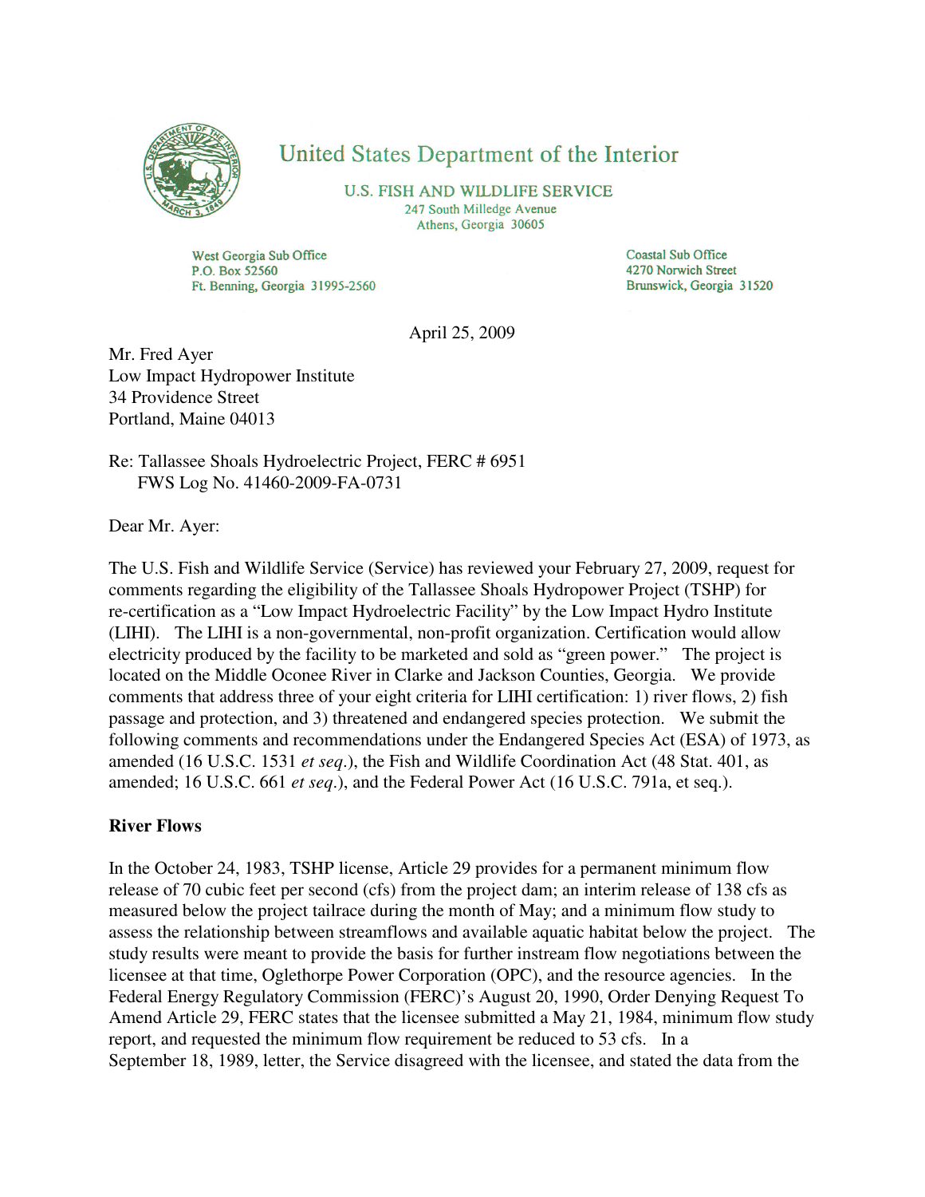United States Department of the Interior

U.S. FISH AND WILDLIFE SERVICE
247 South Milledge Avenue
Athens, Georgia 30605

West Georgia Sub Office
P.O. Box 52560
Ft. Benning, Georgia 31995-2560

Coastal Sub Office
4270 Norwich Street
Brunswick, Georgia 31520

April 25, 2009

Mr. Fred Ayer
Low Impact Hydropower Institute
34 Providence Street
Portland, Maine 04013

Re: Tallassee Shoals Hydroelectric Project, FERC # 6951
FWS Log No. 41460-2009-FA-0731

Dear Mr. Ayer:

The U.S. Fish and Wildlife Service (Service) has reviewed your February 27, 2009, request for comments regarding the eligibility of the Tallassee Shoals Hydropower Project (TSHP) for re-certification as a "Low Impact Hydroelectric Facility" by the Low Impact Hydro Institute (LIHI). The LIHI is a non-governmental, non-profit organization. Certification would allow electricity produced by the facility to be marketed and sold as "green power." The project is located on the Middle Oconee River in Clarke and Jackson Counties, Georgia. We provide comments that address three of your eight criteria for LIHI certification: 1) river flows, 2) fish passage and protection, and 3) threatened and endangered species protection. We submit the following comments and recommendations under the Endangered Species Act (ESA) of 1973, as amended (16 U.S.C. 1531 *et seq*.), the Fish and Wildlife Coordination Act (48 Stat. 401, as amended; 16 U.S.C. 661 *et seq*.), and the Federal Power Act (16 U.S.C. 791a, et seq.).

**River Flows**

In the October 24, 1983, TSHP license, Article 29 provides for a permanent minimum flow release of 70 cubic feet per second (cfs) from the project dam; an interim release of 138 cfs as measured below the project tailrace during the month of May; and a minimum flow study to assess the relationship between streamflows and available aquatic habitat below the project. The study results were meant to provide the basis for further instream flow negotiations between the licensee at that time, Oglethorpe Power Corporation (OPC), and the resource agencies. In the Federal Energy Regulatory Commission (FERC)'s August 20, 1990, Order Denying Request To Amend Article 29, FERC states that the licensee submitted a May 21, 1984, minimum flow study report, and requested the minimum flow requirement be reduced to 53 cfs. In a September 18, 1989, letter, the Service disagreed with the licensee, and stated the data from the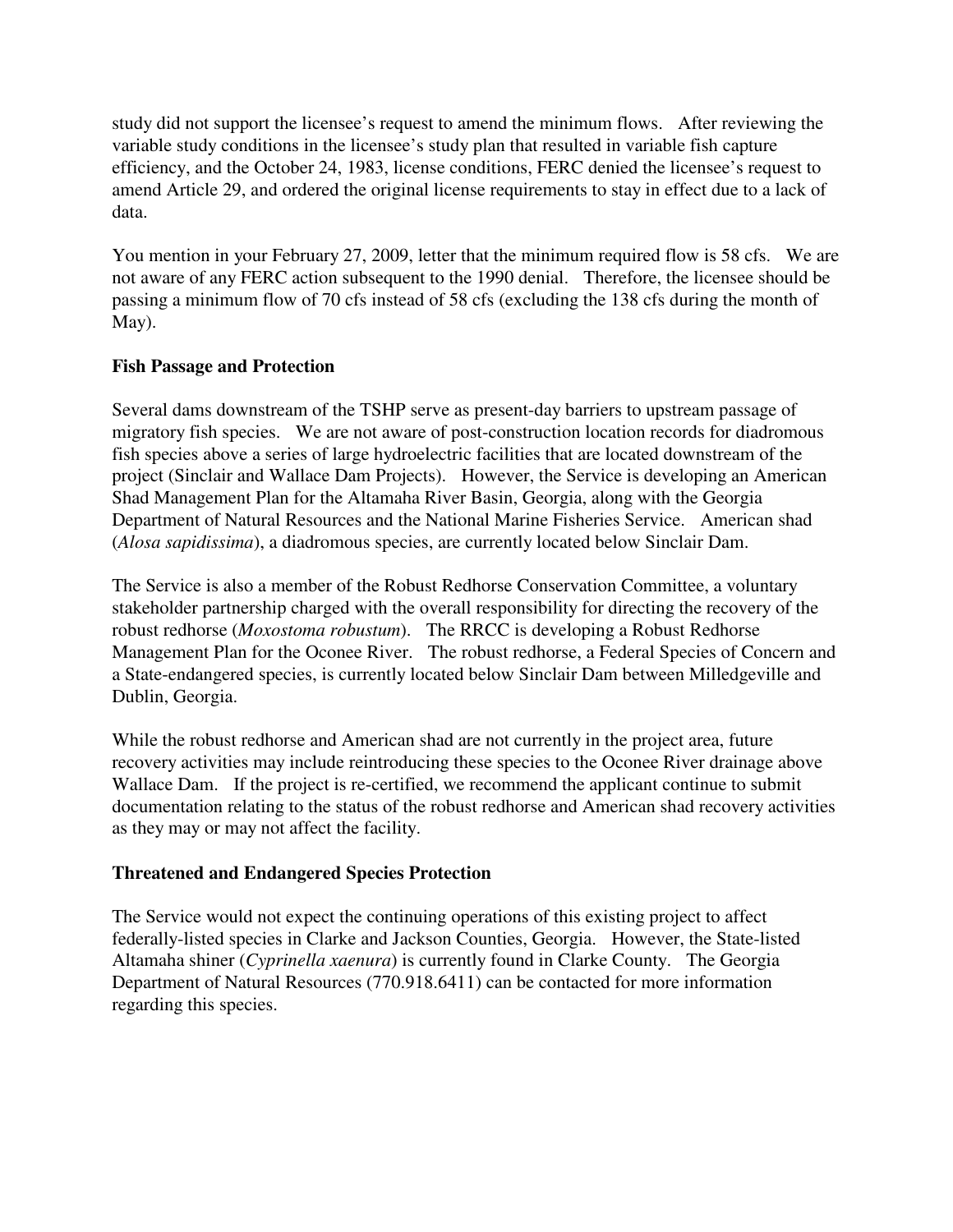study did not support the licensee's request to amend the minimum flows. After reviewing the variable study conditions in the licensee's study plan that resulted in variable fish capture efficiency, and the October 24, 1983, license conditions, FERC denied the licensee's request to amend Article 29, and ordered the original license requirements to stay in effect due to a lack of data.

You mention in your February 27, 2009, letter that the minimum required flow is 58 cfs. We are not aware of any FERC action subsequent to the 1990 denial. Therefore, the licensee should be passing a minimum flow of 70 cfs instead of 58 cfs (excluding the 138 cfs during the month of May).

**Fish Passage and Protection**

Several dams downstream of the TSHP serve as present-day barriers to upstream passage of migratory fish species. We are not aware of post-construction location records for diadromous fish species above a series of large hydroelectric facilities that are located downstream of the project (Sinclair and Wallace Dam Projects). However, the Service is developing an American Shad Management Plan for the Altamaha River Basin, Georgia, along with the Georgia Department of Natural Resources and the National Marine Fisheries Service. American shad (*Alosa sapidissima*), a diadromous species, are currently located below Sinclair Dam.

The Service is also a member of the Robust Redhorse Conservation Committee, a voluntary stakeholder partnership charged with the overall responsibility for directing the recovery of the robust redhorse (*Moxostoma robustum*). The RRCC is developing a Robust Redhorse Management Plan for the Oconee River. The robust redhorse, a Federal Species of Concern and a State-endangered species, is currently located below Sinclair Dam between Milledgeville and Dublin, Georgia.

While the robust redhorse and American shad are not currently in the project area, future recovery activities may include reintroducing these species to the Oconee River drainage above Wallace Dam. If the project is re-certified, we recommend the applicant continue to submit documentation relating to the status of the robust redhorse and American shad recovery activities as they may or may not affect the facility.

**Threatened and Endangered Species Protection**

The Service would not expect the continuing operations of this existing project to affect federally-listed species in Clarke and Jackson Counties, Georgia. However, the State-listed Altamaha shiner (*Cyprinella xaenura*) is currently found in Clarke County. The Georgia Department of Natural Resources (770.918.6411) can be contacted for more information regarding this species.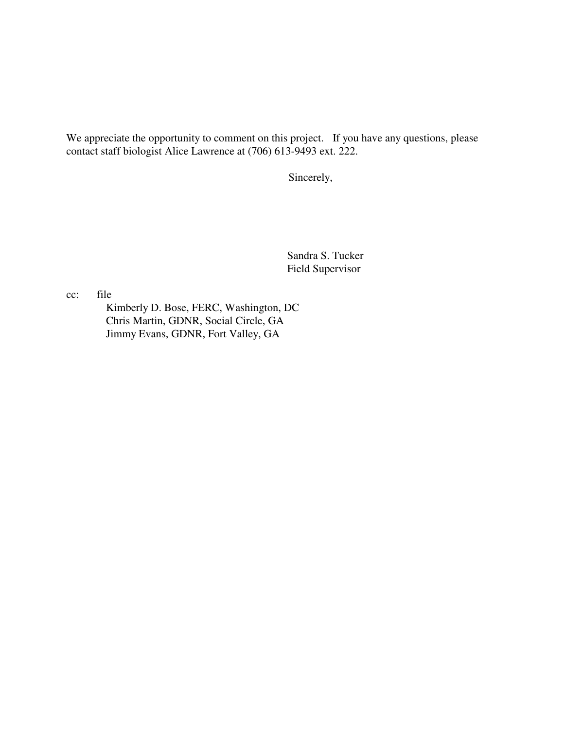We appreciate the opportunity to comment on this project. If you have any questions, please contact staff biologist Alice Lawrence at (706) 613-9493 ext. 222.

Sincerely,

Sandra S. Tucker
Field Supervisor

cc: file
Kimberly D. Bose, FERC, Washington, DC
Chris Martin, GDNR, Social Circle, GA
Jimmy Evans, GDNR, Fort Valley, GA